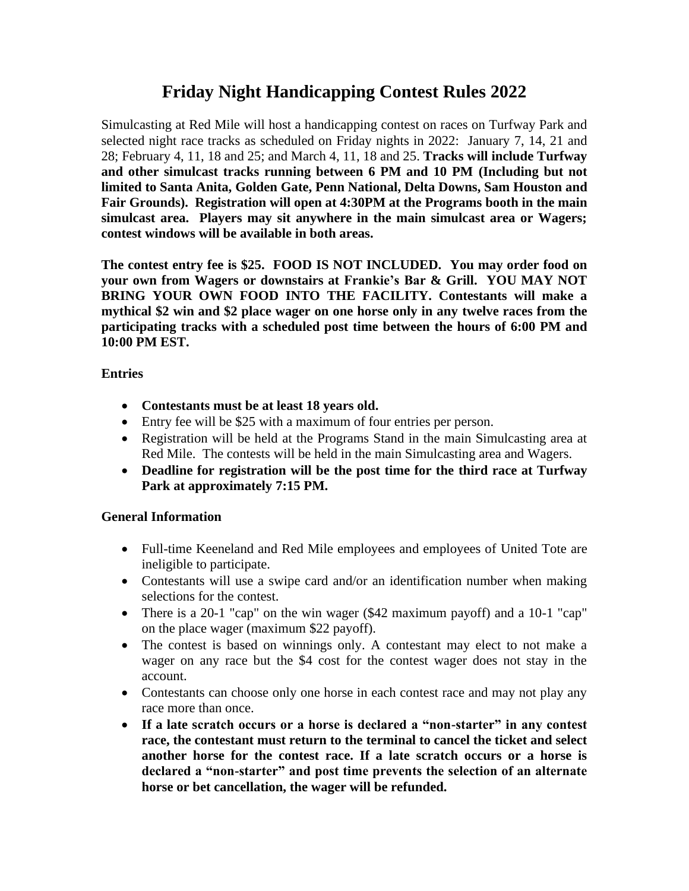# Friday Night Handicapping Contest Rules 2022

Simulcasting at Red Mile will host a handicapping contest on races on Turfway Park and selected night race tracks as scheduled on Friday nights in 2022: January 7, 14, 21 and 28; February 4, 11, 18 and 25; and March 4, 11, 18 and 25. **Tracks will include Turfway and other simulcast tracks running between 6 PM and 10 PM (Including but not limited to Santa Anita, Golden Gate, Penn National, Delta Downs, Sam Houston and Fair Grounds). Registration will open at 4:30PM at the Programs booth in the main simulcast area. Players may sit anywhere in the main simulcast area or Wagers; contest windows will be available in both areas.**

**The contest entry fee is $25. FOOD IS NOT INCLUDED. You may order food on your own from Wagers or downstairs at Frankie's Bar & Grill. YOU MAY NOT BRING YOUR OWN FOOD INTO THE FACILITY. Contestants will make a mythical $2 win and $2 place wager on one horse only in any twelve races from the participating tracks with a scheduled post time between the hours of 6:00 PM and 10:00 PM EST.**

### Entries

- **Contestants must be at least 18 years old.**
- Entry fee will be $25 with a maximum of four entries per person.
- Registration will be held at the Programs Stand in the main Simulcasting area at Red Mile. The contests will be held in the main Simulcasting area and Wagers.
- **Deadline for registration will be the post time for the third race at Turfway Park at approximately 7:15 PM.**

### General Information

- Full-time Keeneland and Red Mile employees and employees of United Tote are ineligible to participate.
- Contestants will use a swipe card and/or an identification number when making selections for the contest.
- There is a 20-1 "cap" on the win wager ($42 maximum payoff) and a 10-1 "cap" on the place wager (maximum $22 payoff).
- The contest is based on winnings only. A contestant may elect to not make a wager on any race but the $4 cost for the contest wager does not stay in the account.
- Contestants can choose only one horse in each contest race and may not play any race more than once.
- **If a late scratch occurs or a horse is declared a "non-starter" in any contest race, the contestant must return to the terminal to cancel the ticket and select another horse for the contest race. If a late scratch occurs or a horse is declared a "non-starter" and post time prevents the selection of an alternate horse or bet cancellation, the wager will be refunded.**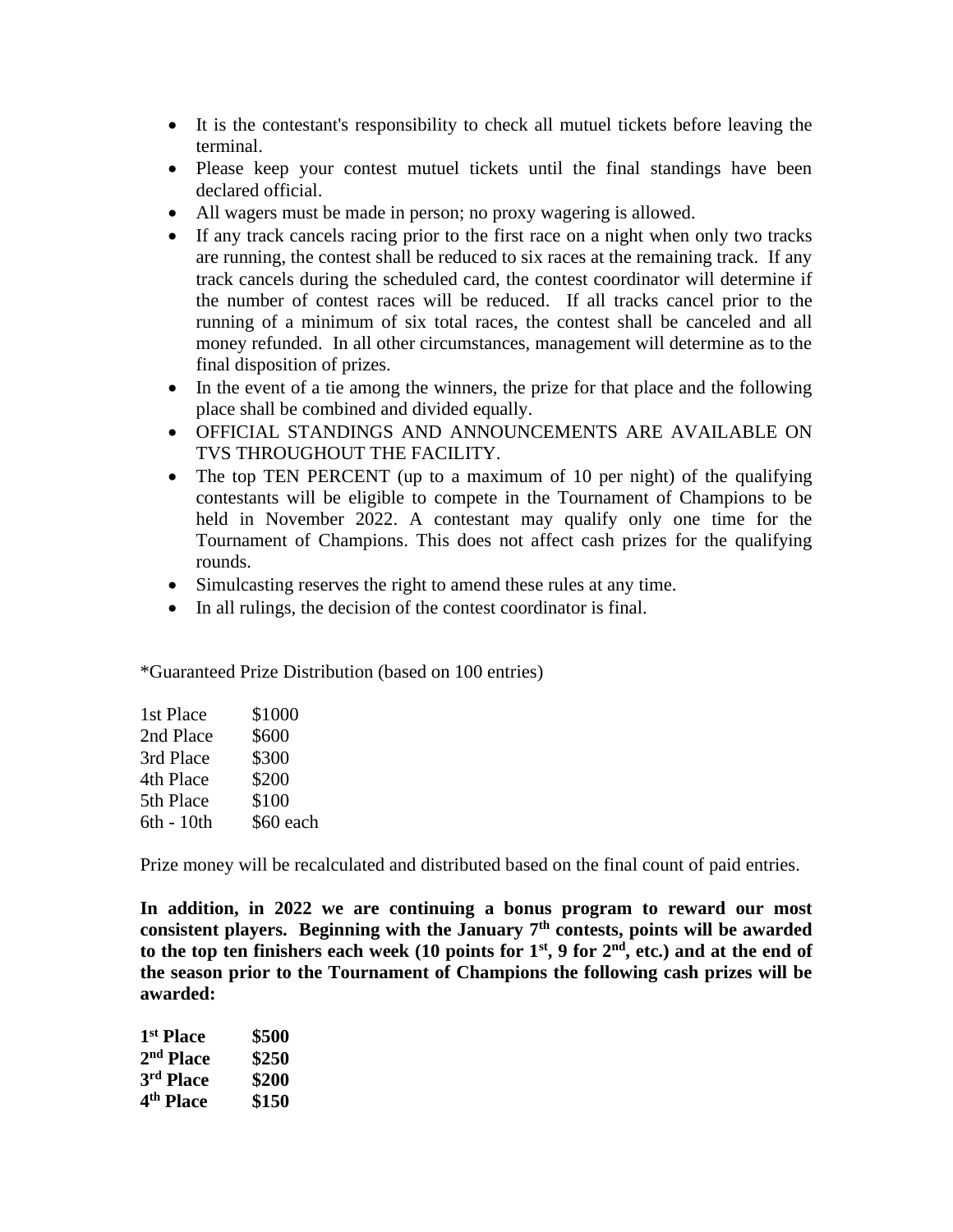- It is the contestant's responsibility to check all mutuel tickets before leaving the terminal.
- Please keep your contest mutuel tickets until the final standings have been declared official.
- All wagers must be made in person; no proxy wagering is allowed.
- If any track cancels racing prior to the first race on a night when only two tracks are running, the contest shall be reduced to six races at the remaining track. If any track cancels during the scheduled card, the contest coordinator will determine if the number of contest races will be reduced. If all tracks cancel prior to the running of a minimum of six total races, the contest shall be canceled and all money refunded. In all other circumstances, management will determine as to the final disposition of prizes.
- In the event of a tie among the winners, the prize for that place and the following place shall be combined and divided equally.
- OFFICIAL STANDINGS AND ANNOUNCEMENTS ARE AVAILABLE ON TVS THROUGHOUT THE FACILITY.
- The top TEN PERCENT (up to a maximum of 10 per night) of the qualifying contestants will be eligible to compete in the Tournament of Champions to be held in November 2022. A contestant may qualify only one time for the Tournament of Champions. This does not affect cash prizes for the qualifying rounds.
- Simulcasting reserves the right to amend these rules at any time.
- In all rulings, the decision of the contest coordinator is final.

*Guaranteed Prize Distribution (based on 100 entries)

| | |
|---|---|
| 1st Place | $1000 |
| 2nd Place | $600 |
| 3rd Place | $300 |
| 4th Place | $200 |
| 5th Place | $100 |
| 6th - 10th | $60 each |

Prize money will be recalculated and distributed based on the final count of paid entries.

**In addition, in 2022 we are continuing a bonus program to reward our most consistent players. Beginning with the January 7th contests, points will be awarded to the top ten finishers each week (10 points for 1st, 9 for 2nd, etc.) and at the end of the season prior to the Tournament of Champions the following cash prizes will be awarded:**

| | |
|---|---|
| **1st Place** | **$500** |
| **2nd Place** | **$250** |
| **3rd Place** | **$200** |
| **4th Place** | **$150** |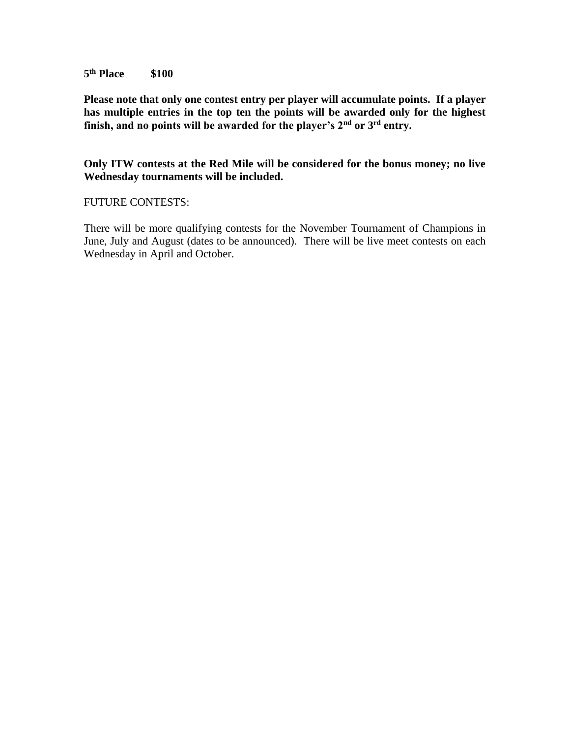**5th Place $100**

**Please note that only one contest entry per player will accumulate points. If a player has multiple entries in the top ten the points will be awarded only for the highest finish, and no points will be awarded for the player's 2nd or 3rd entry.**

**Only ITW contests at the Red Mile will be considered for the bonus money; no live Wednesday tournaments will be included.**

FUTURE CONTESTS:

There will be more qualifying contests for the November Tournament of Champions in June, July and August (dates to be announced). There will be live meet contests on each Wednesday in April and October.